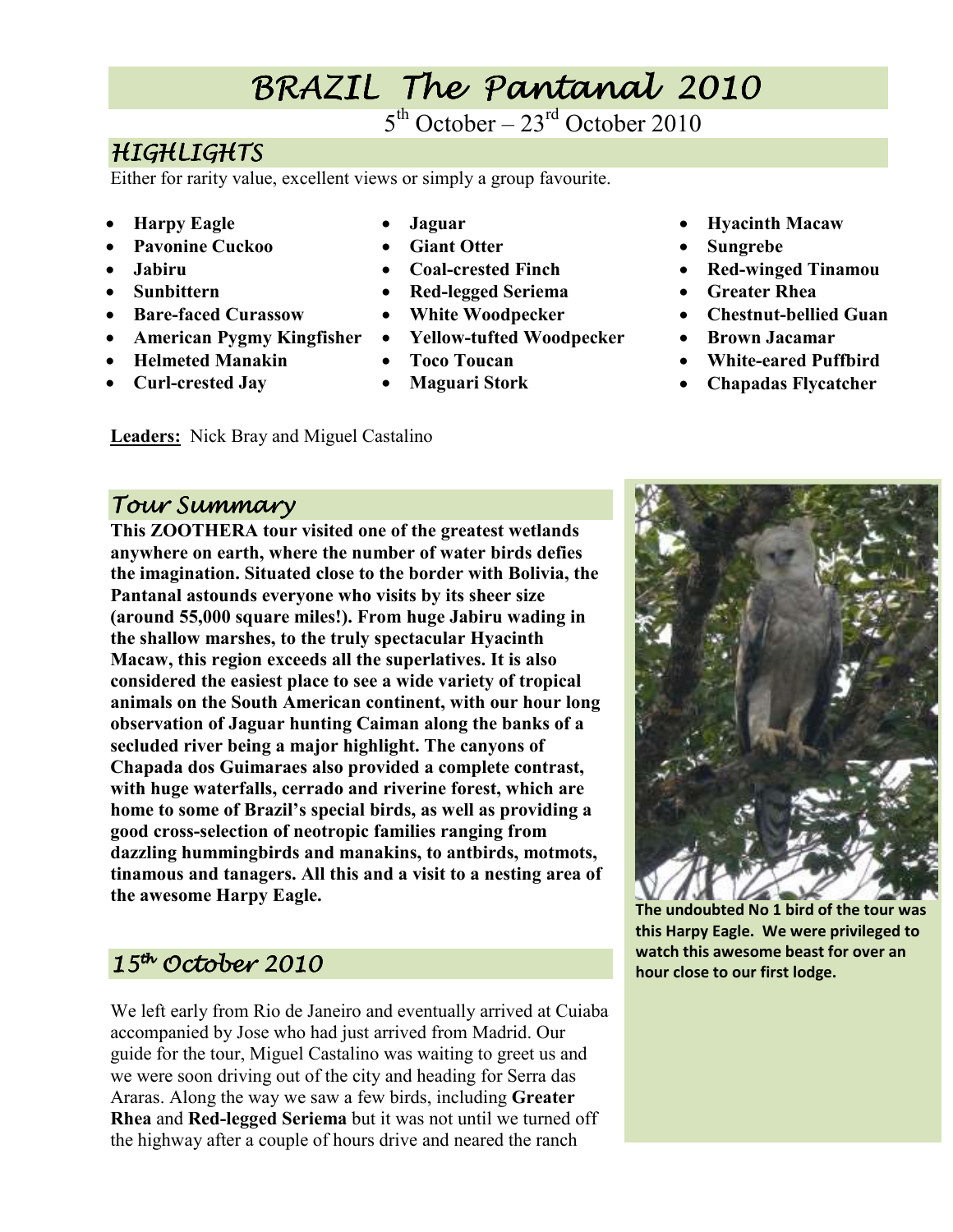# BRAZIL The Pantanal 2010

5th October – 23rd October 2010

## HIGHLIGHTS

Either for rarity value, excellent views or simply a group favourite.

- **Harpy Eagle**
- **Pavonine Cuckoo**
- **Jabiru**
- **Sunbittern**
- **Bare-faced Curassow**
- **American Pygmy Kingfisher**
- **Helmeted Manakin**
- **Curl-crested Jay**
- **Jaguar**
- **Giant Otter**
- **Coal-crested Finch**
- **Red-legged Seriema**
- **White Woodpecker**
- **Yellow-tufted Woodpecker**
- **Toco Toucan**
- **Maguari Stork**
- **Hyacinth Macaw**
- **Sungrebe**
- **Red-winged Tinamou**
- **Greater Rhea**
- **Chestnut-bellied Guan**
- **Brown Jacamar**
- **White-eared Puffbird**
- **Chapadas Flycatcher**

**Leaders:** Nick Bray and Miguel Castalino

## Tour Summary

**This ZOOTHERA tour visited one of the greatest wetlands anywhere on earth, where the number of water birds defies the imagination. Situated close to the border with Bolivia, the Pantanal astounds everyone who visits by its sheer size (around 55,000 square miles!). From huge Jabiru wading in the shallow marshes, to the truly spectacular Hyacinth Macaw, this region exceeds all the superlatives. It is also considered the easiest place to see a wide variety of tropical animals on the South American continent, with our hour long observation of Jaguar hunting Caiman along the banks of a secluded river being a major highlight. The canyons of Chapada dos Guimaraes also provided a complete contrast, with huge waterfalls, cerrado and riverine forest, which are home to some of Brazil's special birds, as well as providing a good cross-selection of neotropic families ranging from dazzling hummingbirds and manakins, to antbirds, motmots, tinamous and tanagers. All this and a visit to a nesting area of the awesome Harpy Eagle.**

**The undoubted No 1 bird of the tour was this Harpy Eagle. We were privileged to watch this awesome beast for over an hour close to our first lodge.**

## 15th October 2010

We left early from Rio de Janeiro and eventually arrived at Cuiaba accompanied by Jose who had just arrived from Madrid. Our guide for the tour, Miguel Castalino was waiting to greet us and we were soon driving out of the city and heading for Serra das Araras. Along the way we saw a few birds, including **Greater Rhea** and **Red-legged Seriema** but it was not until we turned off the highway after a couple of hours drive and neared the ranch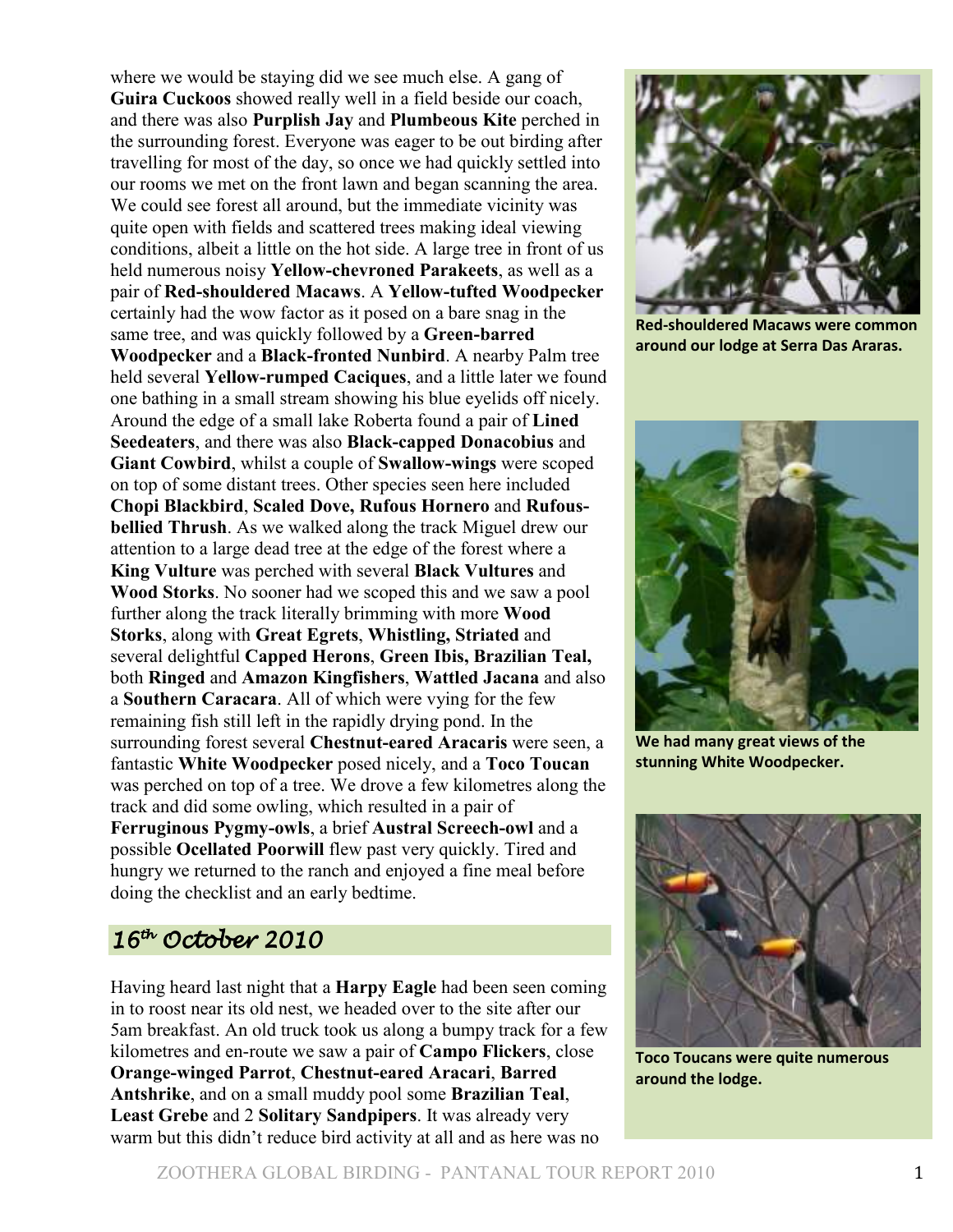where we would be staying did we see much else. A gang of **Guira Cuckoos** showed really well in a field beside our coach, and there was also **Purplish Jay** and **Plumbeous Kite** perched in the surrounding forest. Everyone was eager to be out birding after travelling for most of the day, so once we had quickly settled into our rooms we met on the front lawn and began scanning the area. We could see forest all around, but the immediate vicinity was quite open with fields and scattered trees making ideal viewing conditions, albeit a little on the hot side. A large tree in front of us held numerous noisy **Yellow-chevroned Parakeets**, as well as a pair of **Red-shouldered Macaws**. A **Yellow-tufted Woodpecker** certainly had the wow factor as it posed on a bare snag in the same tree, and was quickly followed by a **Green-barred Woodpecker** and a **Black-fronted Nunbird**. A nearby Palm tree held several **Yellow-rumped Caciques**, and a little later we found one bathing in a small stream showing his blue eyelids off nicely. Around the edge of a small lake Roberta found a pair of **Lined Seedeaters**, and there was also **Black-capped Donacobius** and **Giant Cowbird**, whilst a couple of **Swallow-wings** were scoped on top of some distant trees. Other species seen here included **Chopi Blackbird**, **Scaled Dove, Rufous Hornero** and **Rufous-bellied Thrush**. As we walked along the track Miguel drew our attention to a large dead tree at the edge of the forest where a **King Vulture** was perched with several **Black Vultures** and **Wood Storks**. No sooner had we scoped this and we saw a pool further along the track literally brimming with more **Wood Storks**, along with **Great Egrets**, **Whistling, Striated** and several delightful **Capped Herons**, **Green Ibis, Brazilian Teal,** both **Ringed** and **Amazon Kingfishers**, **Wattled Jacana** and also a **Southern Caracara**. All of which were vying for the few remaining fish still left in the rapidly drying pond. In the surrounding forest several **Chestnut-eared Aracaris** were seen, a fantastic **White Woodpecker** posed nicely, and a **Toco Toucan** was perched on top of a tree. We drove a few kilometres along the track and did some owling, which resulted in a pair of **Ferruginous Pygmy-owls**, a brief **Austral Screech-owl** and a possible **Ocellated Poorwill** flew past very quickly. Tired and hungry we returned to the ranch and enjoyed a fine meal before doing the checklist and an early bedtime.

**Red-shouldered Macaws were common around our lodge at Serra Das Araras.**

**We had many great views of the stunning White Woodpecker.**

**Toco Toucans were quite numerous around the lodge.**

## *16th October 2010*

Having heard last night that a **Harpy Eagle** had been seen coming in to roost near its old nest, we headed over to the site after our 5am breakfast. An old truck took us along a bumpy track for a few kilometres and en-route we saw a pair of **Campo Flickers**, close **Orange-winged Parrot**, **Chestnut-eared Aracari**, **Barred Antshrike**, and on a small muddy pool some **Brazilian Teal**, **Least Grebe** and 2 **Solitary Sandpipers**. It was already very warm but this didn't reduce bird activity at all and as here was no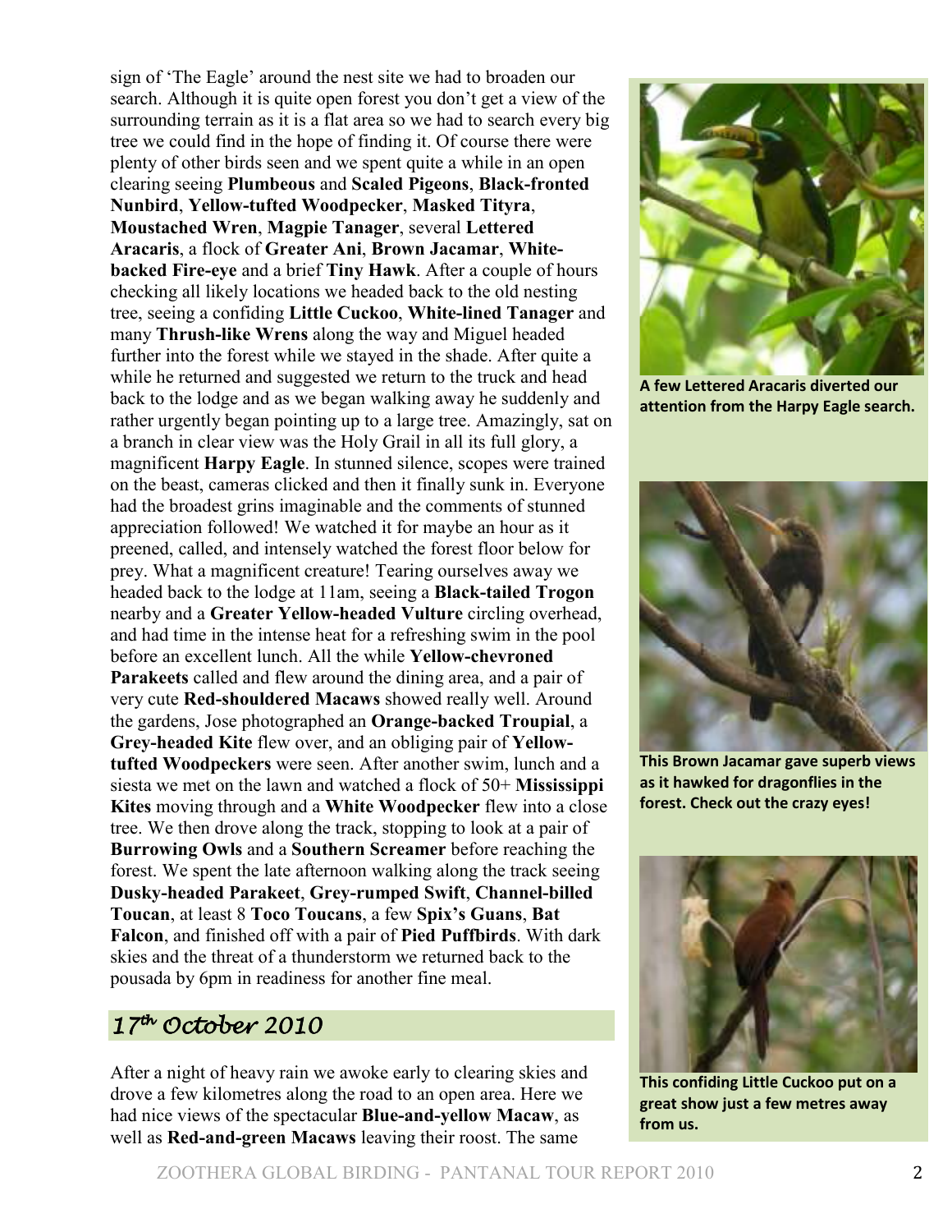sign of 'The Eagle' around the nest site we had to broaden our search. Although it is quite open forest you don't get a view of the surrounding terrain as it is a flat area so we had to search every big tree we could find in the hope of finding it. Of course there were plenty of other birds seen and we spent quite a while in an open clearing seeing **Plumbeous** and **Scaled Pigeons**, **Black-fronted Nunbird**, **Yellow-tufted Woodpecker**, **Masked Tityra**, **Moustached Wren**, **Magpie Tanager**, several **Lettered Aracaris**, a flock of **Greater Ani**, **Brown Jacamar**, **White-backed Fire-eye** and a brief **Tiny Hawk**. After a couple of hours checking all likely locations we headed back to the old nesting tree, seeing a confiding **Little Cuckoo**, **White-lined Tanager** and many **Thrush-like Wrens** along the way and Miguel headed further into the forest while we stayed in the shade. After quite a while he returned and suggested we return to the truck and head back to the lodge and as we began walking away he suddenly and rather urgently began pointing up to a large tree. Amazingly, sat on a branch in clear view was the Holy Grail in all its full glory, a magnificent **Harpy Eagle**. In stunned silence, scopes were trained on the beast, cameras clicked and then it finally sunk in. Everyone had the broadest grins imaginable and the comments of stunned appreciation followed! We watched it for maybe an hour as it preened, called, and intensely watched the forest floor below for prey. What a magnificent creature! Tearing ourselves away we headed back to the lodge at 11am, seeing a **Black-tailed Trogon** nearby and a **Greater Yellow-headed Vulture** circling overhead, and had time in the intense heat for a refreshing swim in the pool before an excellent lunch. All the while **Yellow-chevroned Parakeets** called and flew around the dining area, and a pair of very cute **Red-shouldered Macaws** showed really well. Around the gardens, Jose photographed an **Orange-backed Troupial**, a **Grey-headed Kite** flew over, and an obliging pair of **Yellow-tufted Woodpeckers** were seen. After another swim, lunch and a siesta we met on the lawn and watched a flock of 50+ **Mississippi Kites** moving through and a **White Woodpecker** flew into a close tree. We then drove along the track, stopping to look at a pair of **Burrowing Owls** and a **Southern Screamer** before reaching the forest. We spent the late afternoon walking along the track seeing **Dusky-headed Parakeet**, **Grey-rumped Swift**, **Channel-billed Toucan**, at least 8 **Toco Toucans**, a few **Spix's Guans**, **Bat Falcon**, and finished off with a pair of **Pied Puffbirds**. With dark skies and the threat of a thunderstorm we returned back to the pousada by 6pm in readiness for another fine meal.

## *17th October 2010*

After a night of heavy rain we awoke early to clearing skies and drove a few kilometres along the road to an open area. Here we had nice views of the spectacular **Blue-and-yellow Macaw**, as well as **Red-and-green Macaws** leaving their roost. The same

**A few Lettered Aracaris diverted our attention from the Harpy Eagle search.**

**This Brown Jacamar gave superb views as it hawked for dragonflies in the forest. Check out the crazy eyes!**

**This confiding Little Cuckoo put on a great show just a few metres away from us.**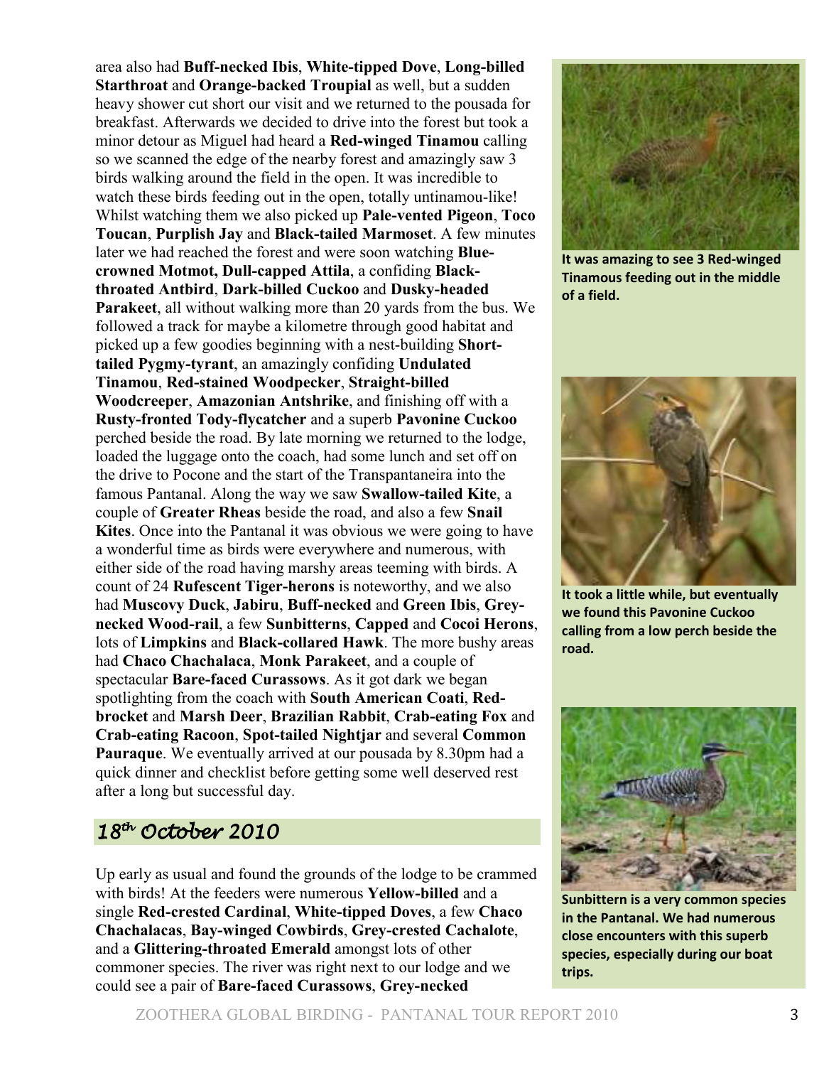area also had **Buff-necked Ibis**, **White-tipped Dove**, **Long-billed Starthroat** and **Orange-backed Troupial** as well, but a sudden heavy shower cut short our visit and we returned to the pousada for breakfast. Afterwards we decided to drive into the forest but took a minor detour as Miguel had heard a **Red-winged Tinamou** calling so we scanned the edge of the nearby forest and amazingly saw 3 birds walking around the field in the open. It was incredible to watch these birds feeding out in the open, totally untinamou-like! Whilst watching them we also picked up **Pale-vented Pigeon**, **Toco Toucan**, **Purplish Jay** and **Black-tailed Marmoset**. A few minutes later we had reached the forest and were soon watching **Blue-crowned Motmot, Dull-capped Attila**, a confiding **Black-throated Antbird**, **Dark-billed Cuckoo** and **Dusky-headed Parakeet**, all without walking more than 20 yards from the bus. We followed a track for maybe a kilometre through good habitat and picked up a few goodies beginning with a nest-building **Short-tailed Pygmy-tyrant**, an amazingly confiding **Undulated Tinamou**, **Red-stained Woodpecker**, **Straight-billed Woodcreeper**, **Amazonian Antshrike**, and finishing off with a **Rusty-fronted Tody-flycatcher** and a superb **Pavonine Cuckoo** perched beside the road. By late morning we returned to the lodge, loaded the luggage onto the coach, had some lunch and set off on the drive to Pocone and the start of the Transpantaneira into the famous Pantanal. Along the way we saw **Swallow-tailed Kite**, a couple of **Greater Rheas** beside the road, and also a few **Snail Kites**. Once into the Pantanal it was obvious we were going to have a wonderful time as birds were everywhere and numerous, with either side of the road having marshy areas teeming with birds. A count of 24 **Rufescent Tiger-herons** is noteworthy, and we also had **Muscovy Duck**, **Jabiru**, **Buff-necked** and **Green Ibis**, **Grey-necked Wood-rail**, a few **Sunbitterns**, **Capped** and **Cocoi Herons**, lots of **Limpkins** and **Black-collared Hawk**. The more bushy areas had **Chaco Chachalaca**, **Monk Parakeet**, and a couple of spectacular **Bare-faced Curassows**. As it got dark we began spotlighting from the coach with **South American Coati**, **Red-brocket** and **Marsh Deer**, **Brazilian Rabbit**, **Crab-eating Fox** and **Crab-eating Racoon**, **Spot-tailed Nightjar** and several **Common Pauraque**. We eventually arrived at our pousada by 8.30pm had a quick dinner and checklist before getting some well deserved rest after a long but successful day.

**It was amazing to see 3 Red-winged Tinamous feeding out in the middle of a field.**

**It took a little while, but eventually we found this Pavonine Cuckoo calling from a low perch beside the road.**

**Sunbittern is a very common species in the Pantanal. We had numerous close encounters with this superb species, especially during our boat trips.**

## *18th October 2010*

Up early as usual and found the grounds of the lodge to be crammed with birds! At the feeders were numerous **Yellow-billed** and a single **Red-crested Cardinal**, **White-tipped Doves**, a few **Chaco Chachalacas**, **Bay-winged Cowbirds**, **Grey-crested Cachalote**, and a **Glittering-throated Emerald** amongst lots of other commoner species. The river was right next to our lodge and we could see a pair of **Bare-faced Curassows**, **Grey-necked**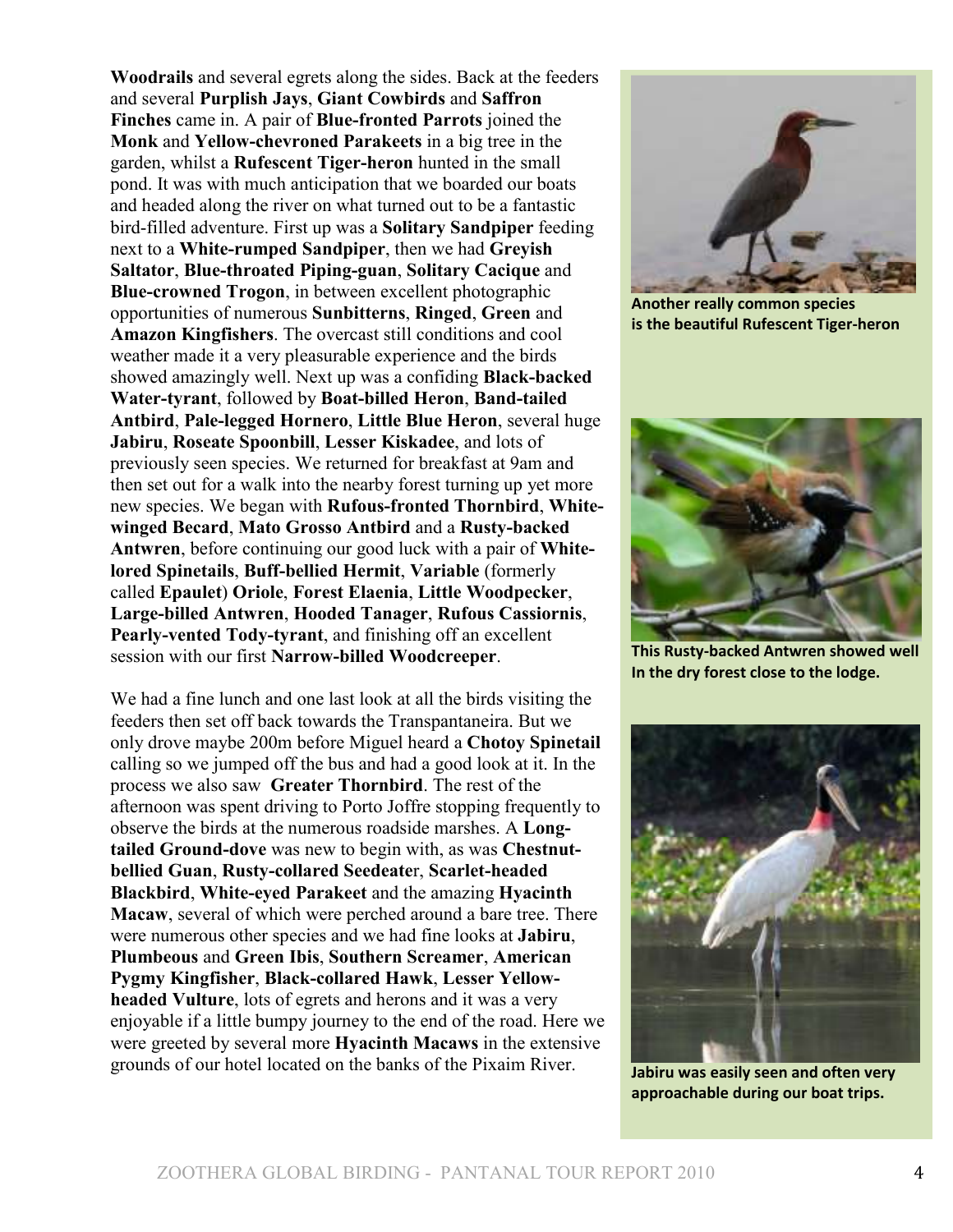**Woodrails** and several egrets along the sides. Back at the feeders and several **Purplish Jays**, **Giant Cowbirds** and **Saffron Finches** came in. A pair of **Blue-fronted Parrots** joined the **Monk** and **Yellow-chevroned Parakeets** in a big tree in the garden, whilst a **Rufescent Tiger-heron** hunted in the small pond. It was with much anticipation that we boarded our boats and headed along the river on what turned out to be a fantastic bird-filled adventure. First up was a **Solitary Sandpiper** feeding next to a **White-rumped Sandpiper**, then we had **Greyish Saltator**, **Blue-throated Piping-guan**, **Solitary Cacique** and **Blue-crowned Trogon**, in between excellent photographic opportunities of numerous **Sunbitterns**, **Ringed**, **Green** and **Amazon Kingfishers**. The overcast still conditions and cool weather made it a very pleasurable experience and the birds showed amazingly well. Next up was a confiding **Black-backed Water-tyrant**, followed by **Boat-billed Heron**, **Band-tailed Antbird**, **Pale-legged Hornero**, **Little Blue Heron**, several huge **Jabiru**, **Roseate Spoonbill**, **Lesser Kiskadee**, and lots of previously seen species. We returned for breakfast at 9am and then set out for a walk into the nearby forest turning up yet more new species. We began with **Rufous-fronted Thornbird**, **White-winged Becard**, **Mato Grosso Antbird** and a **Rusty-backed Antwren**, before continuing our good luck with a pair of **White-lored Spinetails**, **Buff-bellied Hermit**, **Variable** (formerly called **Epaulet**) **Oriole**, **Forest Elaenia**, **Little Woodpecker**, **Large-billed Antwren**, **Hooded Tanager**, **Rufous Cassiornis**, **Pearly-vented Tody-tyrant**, and finishing off an excellent session with our first **Narrow-billed Woodcreeper**.

We had a fine lunch and one last look at all the birds visiting the feeders then set off back towards the Transpantaneira. But we only drove maybe 200m before Miguel heard a **Chotoy Spinetail** calling so we jumped off the bus and had a good look at it. In the process we also saw **Greater Thornbird**. The rest of the afternoon was spent driving to Porto Joffre stopping frequently to observe the birds at the numerous roadside marshes. A **Long-tailed Ground-dove** was new to begin with, as was **Chestnut-bellied Guan**, **Rusty-collared Seedeater**, **Scarlet-headed Blackbird**, **White-eyed Parakeet** and the amazing **Hyacinth Macaw**, several of which were perched around a bare tree. There were numerous other species and we had fine looks at **Jabiru**, **Plumbeous** and **Green Ibis**, **Southern Screamer**, **American Pygmy Kingfisher**, **Black-collared Hawk**, **Lesser Yellow-headed Vulture**, lots of egrets and herons and it was a very enjoyable if a little bumpy journey to the end of the road. Here we were greeted by several more **Hyacinth Macaws** in the extensive grounds of our hotel located on the banks of the Pixaim River.

**Another really common species is the beautiful Rufescent Tiger-heron**

**This Rusty-backed Antwren showed well In the dry forest close to the lodge.**

**Jabiru was easily seen and often very approachable during our boat trips.**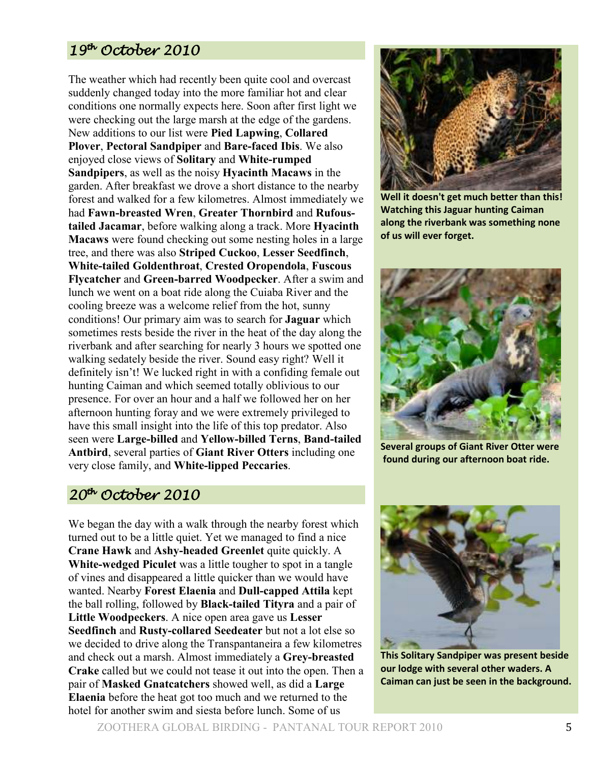## 19th October 2010

The weather which had recently been quite cool and overcast suddenly changed today into the more familiar hot and clear conditions one normally expects here. Soon after first light we were checking out the large marsh at the edge of the gardens. New additions to our list were **Pied Lapwing**, **Collared Plover**, **Pectoral Sandpiper** and **Bare-faced Ibis**. We also enjoyed close views of **Solitary** and **White-rumped Sandpipers**, as well as the noisy **Hyacinth Macaws** in the garden. After breakfast we drove a short distance to the nearby forest and walked for a few kilometres. Almost immediately we had **Fawn-breasted Wren**, **Greater Thornbird** and **Rufous-tailed Jacamar**, before walking along a track. More **Hyacinth Macaws** were found checking out some nesting holes in a large tree, and there was also **Striped Cuckoo**, **Lesser Seedfinch**, **White-tailed Goldenthroat**, **Crested Oropendola**, **Fuscous Flycatcher** and **Green-barred Woodpecker**. After a swim and lunch we went on a boat ride along the Cuiaba River and the cooling breeze was a welcome relief from the hot, sunny conditions! Our primary aim was to search for **Jaguar** which sometimes rests beside the river in the heat of the day along the riverbank and after searching for nearly 3 hours we spotted one walking sedately beside the river. Sound easy right? Well it definitely isn't! We lucked right in with a confiding female out hunting Caiman and which seemed totally oblivious to our presence. For over an hour and a half we followed her on her afternoon hunting foray and we were extremely privileged to have this small insight into the life of this top predator. Also seen were **Large-billed** and **Yellow-billed Terns**, **Band-tailed Antbird**, several parties of **Giant River Otters** including one very close family, and **White-lipped Peccaries**.

**Well it doesn't get much better than this! Watching this Jaguar hunting Caiman along the riverbank was something none of us will ever forget.**

**Several groups of Giant River Otter were found during our afternoon boat ride.**

## 20th October 2010

We began the day with a walk through the nearby forest which turned out to be a little quiet. Yet we managed to find a nice **Crane Hawk** and **Ashy-headed Greenlet** quite quickly. A **White-wedged Piculet** was a little tougher to spot in a tangle of vines and disappeared a little quicker than we would have wanted. Nearby **Forest Elaenia** and **Dull-capped Attila** kept the ball rolling, followed by **Black-tailed Tityra** and a pair of **Little Woodpeckers**. A nice open area gave us **Lesser Seedfinch** and **Rusty-collared Seedeater** but not a lot else so we decided to drive along the Transpantaneira a few kilometres and check out a marsh. Almost immediately a **Grey-breasted Crake** called but we could not tease it out into the open. Then a pair of **Masked Gnatcatchers** showed well, as did a **Large Elaenia** before the heat got too much and we returned to the hotel for another swim and siesta before lunch. Some of us

**This Solitary Sandpiper was present beside our lodge with several other waders. A Caiman can just be seen in the background.**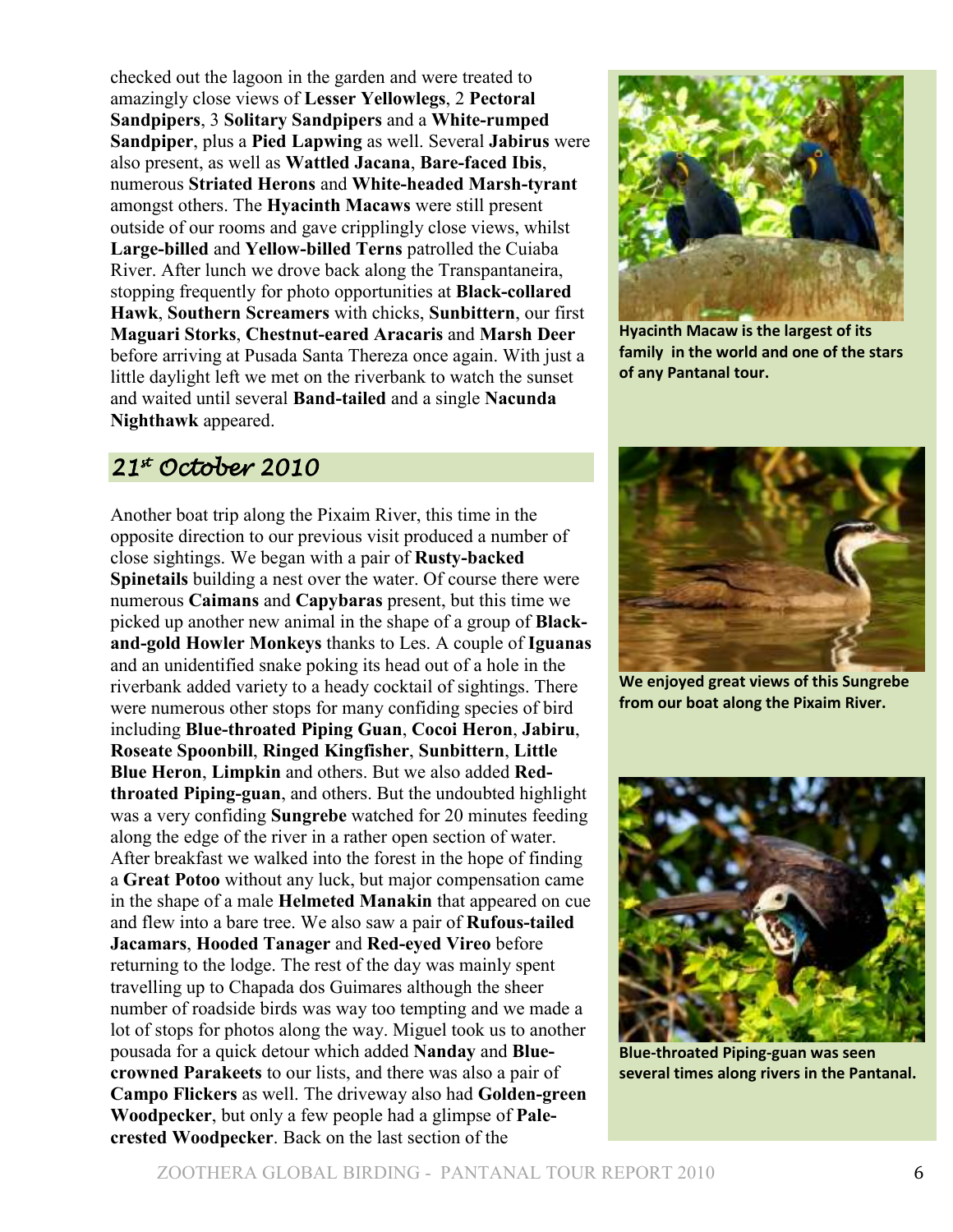checked out the lagoon in the garden and were treated to amazingly close views of **Lesser Yellowlegs**, 2 **Pectoral Sandpipers**, 3 **Solitary Sandpipers** and a **White-rumped Sandpiper**, plus a **Pied Lapwing** as well. Several **Jabirus** were also present, as well as **Wattled Jacana**, **Bare-faced Ibis**, numerous **Striated Herons** and **White-headed Marsh-tyrant** amongst others. The **Hyacinth Macaws** were still present outside of our rooms and gave cripplingly close views, whilst **Large-billed** and **Yellow-billed Terns** patrolled the Cuiaba River. After lunch we drove back along the Transpantaneira, stopping frequently for photo opportunities at **Black-collared Hawk**, **Southern Screamers** with chicks, **Sunbittern**, our first **Maguari Storks**, **Chestnut-eared Aracaris** and **Marsh Deer** before arriving at Pusada Santa Thereza once again. With just a little daylight left we met on the riverbank to watch the sunset and waited until several **Band-tailed** and a single **Nacunda Nighthawk** appeared.

## *21st October 2010*

Another boat trip along the Pixaim River, this time in the opposite direction to our previous visit produced a number of close sightings. We began with a pair of **Rusty-backed Spinetails** building a nest over the water. Of course there were numerous **Caimans** and **Capybaras** present, but this time we picked up another new animal in the shape of a group of **Black-and-gold Howler Monkeys** thanks to Les. A couple of **Iguanas** and an unidentified snake poking its head out of a hole in the riverbank added variety to a heady cocktail of sightings. There were numerous other stops for many confiding species of bird including **Blue-throated Piping Guan**, **Cocoi Heron**, **Jabiru**, **Roseate Spoonbill**, **Ringed Kingfisher**, **Sunbittern**, **Little Blue Heron**, **Limpkin** and others. But we also added **Red-throated Piping-guan**, and others. But the undoubted highlight was a very confiding **Sungrebe** watched for 20 minutes feeding along the edge of the river in a rather open section of water. After breakfast we walked into the forest in the hope of finding a **Great Potoo** without any luck, but major compensation came in the shape of a male **Helmeted Manakin** that appeared on cue and flew into a bare tree. We also saw a pair of **Rufous-tailed Jacamars**, **Hooded Tanager** and **Red-eyed Vireo** before returning to the lodge. The rest of the day was mainly spent travelling up to Chapada dos Guimares although the sheer number of roadside birds was way too tempting and we made a lot of stops for photos along the way. Miguel took us to another pousada for a quick detour which added **Nanday** and **Blue-crowned Parakeets** to our lists, and there was also a pair of **Campo Flickers** as well. The driveway also had **Golden-green Woodpecker**, but only a few people had a glimpse of **Pale-crested Woodpecker**. Back on the last section of the

**Hyacinth Macaw is the largest of its family in the world and one of the stars of any Pantanal tour.**

**We enjoyed great views of this Sungrebe from our boat along the Pixaim River.**

**Blue-throated Piping-guan was seen several times along rivers in the Pantanal.**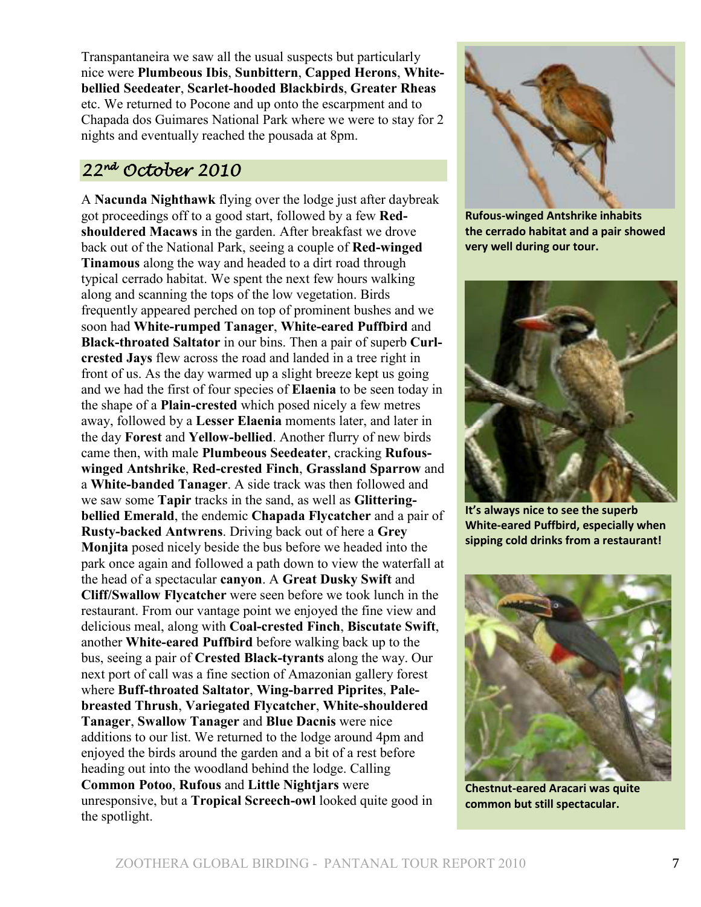Transpantaneira we saw all the usual suspects but particularly nice were **Plumbeous Ibis**, **Sunbittern**, **Capped Herons**, **White-bellied Seedeater**, **Scarlet-hooded Blackbirds**, **Greater Rheas** etc. We returned to Pocone and up onto the escarpment and to Chapada dos Guimares National Park where we were to stay for 2 nights and eventually reached the pousada at 8pm.

## *22nd October 2010*

A **Nacunda Nighthawk** flying over the lodge just after daybreak got proceedings off to a good start, followed by a few **Red-shouldered Macaws** in the garden. After breakfast we drove back out of the National Park, seeing a couple of **Red-winged Tinamous** along the way and headed to a dirt road through typical cerrado habitat. We spent the next few hours walking along and scanning the tops of the low vegetation. Birds frequently appeared perched on top of prominent bushes and we soon had **White-rumped Tanager**, **White-eared Puffbird** and **Black-throated Saltator** in our bins. Then a pair of superb **Curl-crested Jays** flew across the road and landed in a tree right in front of us. As the day warmed up a slight breeze kept us going and we had the first of four species of **Elaenia** to be seen today in the shape of a **Plain-crested** which posed nicely a few metres away, followed by a **Lesser Elaenia** moments later, and later in the day **Forest** and **Yellow-bellied**. Another flurry of new birds came then, with male **Plumbeous Seedeater**, cracking **Rufous-winged Antshrike**, **Red-crested Finch**, **Grassland Sparrow** and a **White-banded Tanager**. A side track was then followed and we saw some **Tapir** tracks in the sand, as well as **Glittering-bellied Emerald**, the endemic **Chapada Flycatcher** and a pair of **Rusty-backed Antwrens**. Driving back out of here a **Grey Monjita** posed nicely beside the bus before we headed into the park once again and followed a path down to view the waterfall at the head of a spectacular **canyon**. A **Great Dusky Swift** and **Cliff/Swallow Flycatcher** were seen before we took lunch in the restaurant. From our vantage point we enjoyed the fine view and delicious meal, along with **Coal-crested Finch**, **Biscutate Swift**, another **White-eared Puffbird** before walking back up to the bus, seeing a pair of **Crested Black-tyrants** along the way. Our next port of call was a fine section of Amazonian gallery forest where **Buff-throated Saltator**, **Wing-barred Piprites**, **Pale-breasted Thrush**, **Variegated Flycatcher**, **White-shouldered Tanager**, **Swallow Tanager** and **Blue Dacnis** were nice additions to our list. We returned to the lodge around 4pm and enjoyed the birds around the garden and a bit of a rest before heading out into the woodland behind the lodge. Calling **Common Potoo**, **Rufous** and **Little Nightjars** were unresponsive, but a **Tropical Screech-owl** looked quite good in the spotlight.

**Rufous-winged Antshrike inhabits the cerrado habitat and a pair showed very well during our tour.**

**It's always nice to see the superb White-eared Puffbird, especially when sipping cold drinks from a restaurant!**

**Chestnut-eared Aracari was quite common but still spectacular.**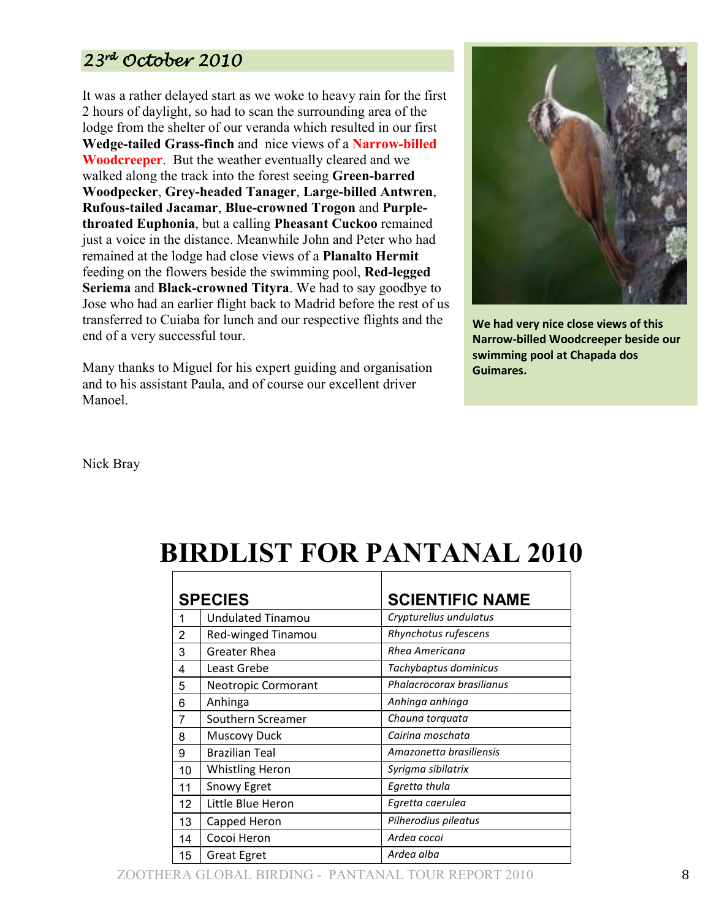## 23rd October 2010

It was a rather delayed start as we woke to heavy rain for the first 2 hours of daylight, so had to scan the surrounding area of the lodge from the shelter of our veranda which resulted in our first **Wedge-tailed Grass-finch** and nice views of a **Narrow-billed Woodcreeper**. But the weather eventually cleared and we walked along the track into the forest seeing **Green-barred Woodpecker**, **Grey-headed Tanager**, **Large-billed Antwren**, **Rufous-tailed Jacamar**, **Blue-crowned Trogon** and **Purple-throated Euphonia**, but a calling **Pheasant Cuckoo** remained just a voice in the distance. Meanwhile John and Peter who had remained at the lodge had close views of a **Planalto Hermit** feeding on the flowers beside the swimming pool, **Red-legged Seriema** and **Black-crowned Tityra**. We had to say goodbye to Jose who had an earlier flight back to Madrid before the rest of us transferred to Cuiaba for lunch and our respective flights and the end of a very successful tour.

Many thanks to Miguel for his expert guiding and organisation and to his assistant Paula, and of course our excellent driver Manoel.

**We had very nice close views of this Narrow-billed Woodcreeper beside our swimming pool at Chapada dos Guimares.**

Nick Bray

# BIRDLIST FOR PANTANAL 2010

| | SPECIES | SCIENTIFIC NAME |
|---|---|---|
| 1 | Undulated Tinamou | *Crypturellus undulatus* |
| 2 | Red-winged Tinamou | *Rhynchotus rufescens* |
| 3 | Greater Rhea | *Rhea Americana* |
| 4 | Least Grebe | *Tachybaptus dominicus* |
| 5 | Neotropic Cormorant | *Phalacrocorax brasilianus* |
| 6 | Anhinga | *Anhinga anhinga* |
| 7 | Southern Screamer | *Chauna torquata* |
| 8 | Muscovy Duck | *Cairina moschata* |
| 9 | Brazilian Teal | *Amazonetta brasiliensis* |
| 10 | Whistling Heron | *Syrigma sibilatrix* |
| 11 | Snowy Egret | *Egretta thula* |
| 12 | Little Blue Heron | *Egretta caerulea* |
| 13 | Capped Heron | *Pilherodius pileatus* |
| 14 | Cocoi Heron | *Ardea cocoi* |
| 15 | Great Egret | *Ardea alba* |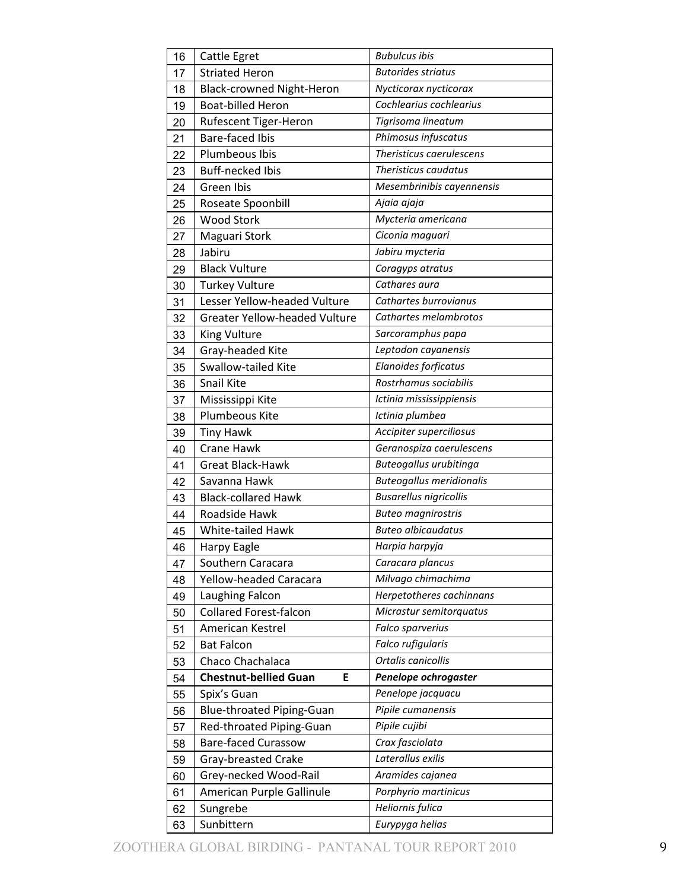| | | |
|---|---|---|
| 16 | Cattle Egret | *Bubulcus ibis* |
| 17 | Striated Heron | *Butorides striatus* |
| 18 | Black-crowned Night-Heron | *Nycticorax nycticorax* |
| 19 | Boat-billed Heron | *Cochlearius cochlearius* |
| 20 | Rufescent Tiger-Heron | *Tigrisoma lineatum* |
| 21 | Bare-faced Ibis | *Phimosus infuscatus* |
| 22 | Plumbeous Ibis | *Theristicus caerulescens* |
| 23 | Buff-necked Ibis | *Theristicus caudatus* |
| 24 | Green Ibis | *Mesembrinibis cayennensis* |
| 25 | Roseate Spoonbill | *Ajaia ajaja* |
| 26 | Wood Stork | *Mycteria americana* |
| 27 | Maguari Stork | *Ciconia maguari* |
| 28 | Jabiru | *Jabiru mycteria* |
| 29 | Black Vulture | *Coragyps atratus* |
| 30 | Turkey Vulture | *Cathares aura* |
| 31 | Lesser Yellow-headed Vulture | *Cathartes burrovianus* |
| 32 | Greater Yellow-headed Vulture | *Cathartes melambrotos* |
| 33 | King Vulture | *Sarcoramphus papa* |
| 34 | Gray-headed Kite | *Leptodon cayanensis* |
| 35 | Swallow-tailed Kite | *Elanoides forficatus* |
| 36 | Snail Kite | *Rostrhamus sociabilis* |
| 37 | Mississippi Kite | *Ictinia mississippiensis* |
| 38 | Plumbeous Kite | *Ictinia plumbea* |
| 39 | Tiny Hawk | *Accipiter superciliosus* |
| 40 | Crane Hawk | *Geranospiza caerulescens* |
| 41 | Great Black-Hawk | *Buteogallus urubitinga* |
| 42 | Savanna Hawk | *Buteogallus meridionalis* |
| 43 | Black-collared Hawk | *Busarellus nigricollis* |
| 44 | Roadside Hawk | *Buteo magnirostris* |
| 45 | White-tailed Hawk | *Buteo albicaudatus* |
| 46 | Harpy Eagle | *Harpia harpyja* |
| 47 | Southern Caracara | *Caracara plancus* |
| 48 | Yellow-headed Caracara | *Milvago chimachima* |
| 49 | Laughing Falcon | *Herpetotheres cachinnans* |
| 50 | Collared Forest-falcon | *Micrastur semitorquatus* |
| 51 | American Kestrel | *Falco sparverius* |
| 52 | Bat Falcon | *Falco rufigularis* |
| 53 | Chaco Chachalaca | *Ortalis canicollis* |
| 54 | **Chestnut-bellied Guan E** | ***Penelope ochrogaster*** |
| 55 | Spix's Guan | *Penelope jacquacu* |
| 56 | Blue-throated Piping-Guan | *Pipile cumanensis* |
| 57 | Red-throated Piping-Guan | *Pipile cujibi* |
| 58 | Bare-faced Curassow | *Crax fasciolata* |
| 59 | Gray-breasted Crake | *Laterallus exilis* |
| 60 | Grey-necked Wood-Rail | *Aramides cajanea* |
| 61 | American Purple Gallinule | *Porphyrio martinicus* |
| 62 | Sungrebe | *Heliornis fulica* |
| 63 | Sunbittern | *Eurypyga helias* |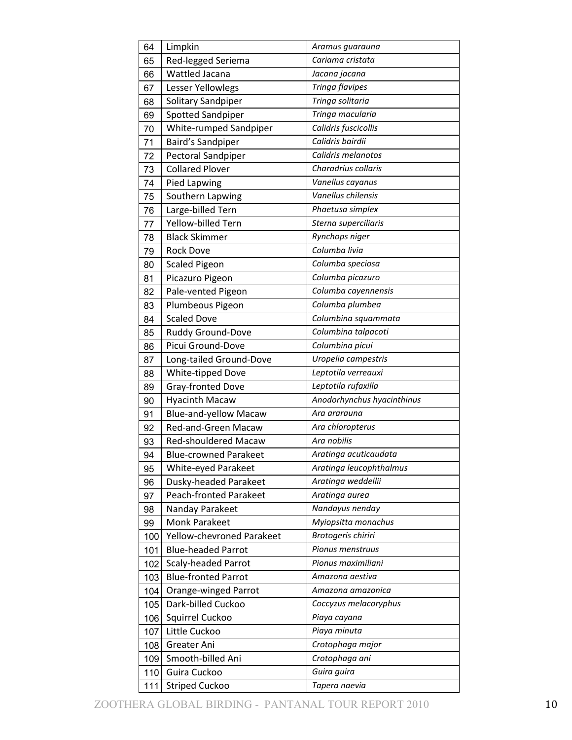| | | |
|---|---|---|
| 64 | Limpkin | *Aramus guarauna* |
| 65 | Red-legged Seriema | *Cariama cristata* |
| 66 | Wattled Jacana | *Jacana jacana* |
| 67 | Lesser Yellowlegs | *Tringa flavipes* |
| 68 | Solitary Sandpiper | *Tringa solitaria* |
| 69 | Spotted Sandpiper | *Tringa macularia* |
| 70 | White-rumped Sandpiper | *Calidris fuscicollis* |
| 71 | Baird's Sandpiper | *Calidris bairdii* |
| 72 | Pectoral Sandpiper | *Calidris melanotos* |
| 73 | Collared Plover | *Charadrius collaris* |
| 74 | Pied Lapwing | *Vanellus cayanus* |
| 75 | Southern Lapwing | *Vanellus chilensis* |
| 76 | Large-billed Tern | *Phaetusa simplex* |
| 77 | Yellow-billed Tern | *Sterna superciliaris* |
| 78 | Black Skimmer | *Rynchops niger* |
| 79 | Rock Dove | *Columba livia* |
| 80 | Scaled Pigeon | *Columba speciosa* |
| 81 | Picazuro Pigeon | *Columba picazuro* |
| 82 | Pale-vented Pigeon | *Columba cayennensis* |
| 83 | Plumbeous Pigeon | *Columba plumbea* |
| 84 | Scaled Dove | *Columbina squammata* |
| 85 | Ruddy Ground-Dove | *Columbina talpacoti* |
| 86 | Picui Ground-Dove | *Columbina picui* |
| 87 | Long-tailed Ground-Dove | *Uropelia campestris* |
| 88 | White-tipped Dove | *Leptotila verreauxi* |
| 89 | Gray-fronted Dove | *Leptotila rufaxilla* |
| 90 | Hyacinth Macaw | *Anodorhynchus hyacinthinus* |
| 91 | Blue-and-yellow Macaw | *Ara ararauna* |
| 92 | Red-and-Green Macaw | *Ara chloropterus* |
| 93 | Red-shouldered Macaw | *Ara nobilis* |
| 94 | Blue-crowned Parakeet | *Aratinga acuticaudata* |
| 95 | White-eyed Parakeet | *Aratinga leucophthalmus* |
| 96 | Dusky-headed Parakeet | *Aratinga weddellii* |
| 97 | Peach-fronted Parakeet | *Aratinga aurea* |
| 98 | Nanday Parakeet | *Nandayus nenday* |
| 99 | Monk Parakeet | *Myiopsitta monachus* |
| 100 | Yellow-chevroned Parakeet | *Brotogeris chiriri* |
| 101 | Blue-headed Parrot | *Pionus menstruus* |
| 102 | Scaly-headed Parrot | *Pionus maximiliani* |
| 103 | Blue-fronted Parrot | *Amazona aestiva* |
| 104 | Orange-winged Parrot | *Amazona amazonica* |
| 105 | Dark-billed Cuckoo | *Coccyzus melacoryphus* |
| 106 | Squirrel Cuckoo | *Piaya cayana* |
| 107 | Little Cuckoo | *Piaya minuta* |
| 108 | Greater Ani | *Crotophaga major* |
| 109 | Smooth-billed Ani | *Crotophaga ani* |
| 110 | Guira Cuckoo | *Guira guira* |
| 111 | Striped Cuckoo | *Tapera naevia* |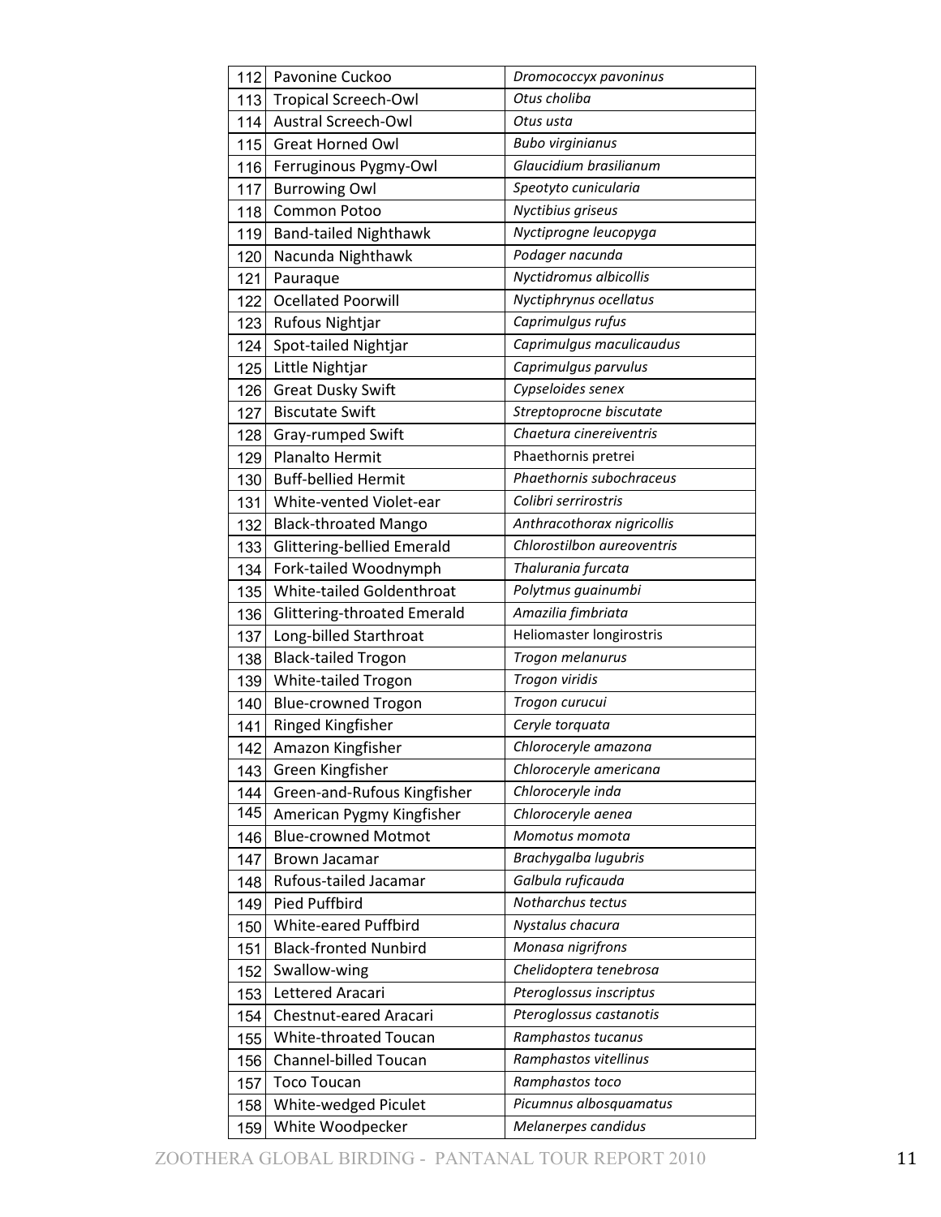| | | |
|---|---|---|
| 112 | Pavonine Cuckoo | *Dromococcyx pavoninus* |
| 113 | Tropical Screech-Owl | *Otus choliba* |
| 114 | Austral Screech-Owl | *Otus usta* |
| 115 | Great Horned Owl | *Bubo virginianus* |
| 116 | Ferruginous Pygmy-Owl | *Glaucidium brasilianum* |
| 117 | Burrowing Owl | *Speotyto cunicularia* |
| 118 | Common Potoo | *Nyctibius griseus* |
| 119 | Band-tailed Nighthawk | *Nyctiprogne leucopyga* |
| 120 | Nacunda Nighthawk | *Podager nacunda* |
| 121 | Pauraque | *Nyctidromus albicollis* |
| 122 | Ocellated Poorwill | *Nyctiphrynus ocellatus* |
| 123 | Rufous Nightjar | *Caprimulgus rufus* |
| 124 | Spot-tailed Nightjar | *Caprimulgus maculicaudus* |
| 125 | Little Nightjar | *Caprimulgus parvulus* |
| 126 | Great Dusky Swift | *Cypseloides senex* |
| 127 | Biscutate Swift | *Streptoprocne biscutate* |
| 128 | Gray-rumped Swift | *Chaetura cinereiventris* |
| 129 | Planalto Hermit | Phaethornis pretrei |
| 130 | Buff-bellied Hermit | *Phaethornis subochraceus* |
| 131 | White-vented Violet-ear | *Colibri serrirostris* |
| 132 | Black-throated Mango | *Anthracothorax nigricollis* |
| 133 | Glittering-bellied Emerald | *Chlorostilbon aureoventris* |
| 134 | Fork-tailed Woodnymph | *Thalurania furcata* |
| 135 | White-tailed Goldenthroat | *Polytmus guainumbi* |
| 136 | Glittering-throated Emerald | *Amazilia fimbriata* |
| 137 | Long-billed Starthroat | Heliomaster longirostris |
| 138 | Black-tailed Trogon | *Trogon melanurus* |
| 139 | White-tailed Trogon | *Trogon viridis* |
| 140 | Blue-crowned Trogon | *Trogon curucui* |
| 141 | Ringed Kingfisher | *Ceryle torquata* |
| 142 | Amazon Kingfisher | *Chloroceryle amazona* |
| 143 | Green Kingfisher | *Chloroceryle americana* |
| 144 | Green-and-Rufous Kingfisher | *Chloroceryle inda* |
| 145 | American Pygmy Kingfisher | *Chloroceryle aenea* |
| 146 | Blue-crowned Motmot | *Momotus momota* |
| 147 | Brown Jacamar | *Brachygalba lugubris* |
| 148 | Rufous-tailed Jacamar | *Galbula ruficauda* |
| 149 | Pied Puffbird | *Notharchus tectus* |
| 150 | White-eared Puffbird | *Nystalus chacura* |
| 151 | Black-fronted Nunbird | *Monasa nigrifrons* |
| 152 | Swallow-wing | *Chelidoptera tenebrosa* |
| 153 | Lettered Aracari | *Pteroglossus inscriptus* |
| 154 | Chestnut-eared Aracari | *Pteroglossus castanotis* |
| 155 | White-throated Toucan | *Ramphastos tucanus* |
| 156 | Channel-billed Toucan | *Ramphastos vitellinus* |
| 157 | Toco Toucan | *Ramphastos toco* |
| 158 | White-wedged Piculet | *Picumnus albosquamatus* |
| 159 | White Woodpecker | *Melanerpes candidus* |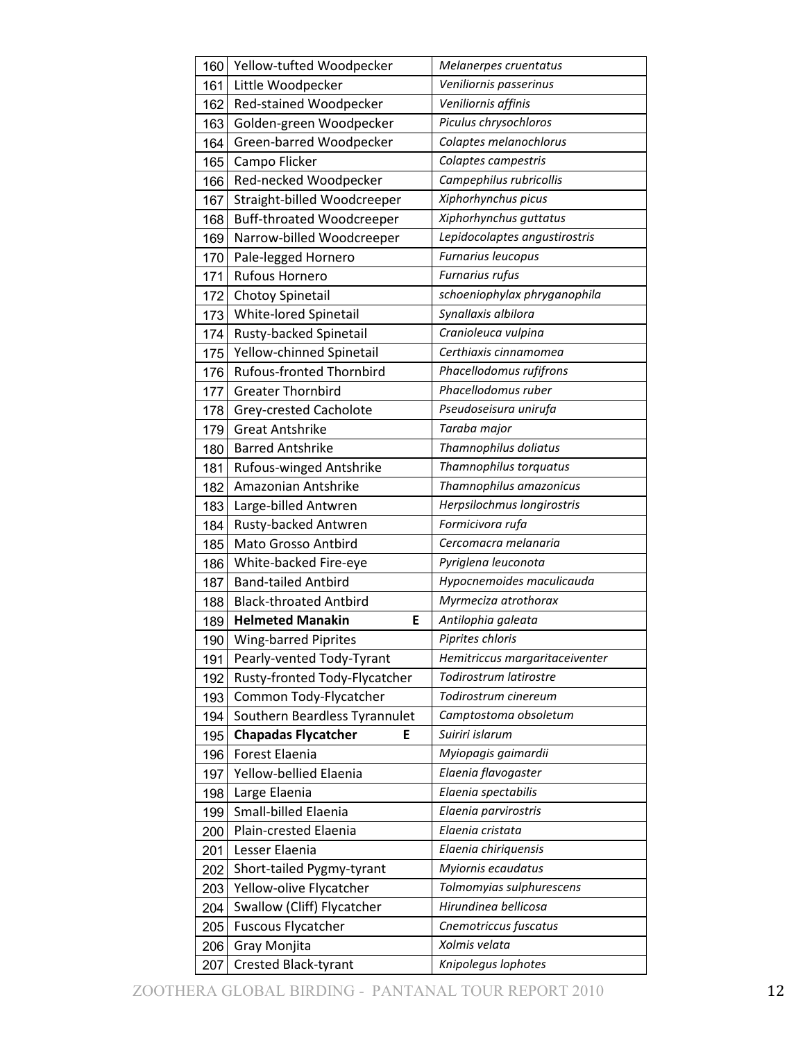| | | |
|---|---|---|
| 160 | Yellow-tufted Woodpecker | *Melanerpes cruentatus* |
| 161 | Little Woodpecker | *Veniliornis passerinus* |
| 162 | Red-stained Woodpecker | *Veniliornis affinis* |
| 163 | Golden-green Woodpecker | *Piculus chrysochloros* |
| 164 | Green-barred Woodpecker | *Colaptes melanochlorus* |
| 165 | Campo Flicker | *Colaptes campestris* |
| 166 | Red-necked Woodpecker | *Campephilus rubricollis* |
| 167 | Straight-billed Woodcreeper | *Xiphorhynchus picus* |
| 168 | Buff-throated Woodcreeper | *Xiphorhynchus guttatus* |
| 169 | Narrow-billed Woodcreeper | *Lepidocolaptes angustirostris* |
| 170 | Pale-legged Hornero | *Furnarius leucopus* |
| 171 | Rufous Hornero | *Furnarius rufus* |
| 172 | Chotoy Spinetail | *schoeniophylax phryganophila* |
| 173 | White-lored Spinetail | *Synallaxis albilora* |
| 174 | Rusty-backed Spinetail | *Cranioleuca vulpina* |
| 175 | Yellow-chinned Spinetail | *Certhiaxis cinnamomea* |
| 176 | Rufous-fronted Thornbird | *Phacellodomus rufifrons* |
| 177 | Greater Thornbird | *Phacellodomus ruber* |
| 178 | Grey-crested Cacholote | *Pseudoseisura unirufa* |
| 179 | Great Antshrike | *Taraba major* |
| 180 | Barred Antshrike | *Thamnophilus doliatus* |
| 181 | Rufous-winged Antshrike | *Thamnophilus torquatus* |
| 182 | Amazonian Antshrike | *Thamnophilus amazonicus* |
| 183 | Large-billed Antwren | *Herpsilochmus longirostris* |
| 184 | Rusty-backed Antwren | *Formicivora rufa* |
| 185 | Mato Grosso Antbird | *Cercomacra melanaria* |
| 186 | White-backed Fire-eye | *Pyriglena leuconota* |
| 187 | Band-tailed Antbird | *Hypocnemoides maculicauda* |
| 188 | Black-throated Antbird | *Myrmeciza atrothorax* |
| 189 | **Helmeted Manakin E** | *Antilophia galeata* |
| 190 | Wing-barred Piprites | *Piprites chloris* |
| 191 | Pearly-vented Tody-Tyrant | *Hemitriccus margaritaceiventer* |
| 192 | Rusty-fronted Tody-Flycatcher | *Todirostrum latirostre* |
| 193 | Common Tody-Flycatcher | *Todirostrum cinereum* |
| 194 | Southern Beardless Tyrannulet | *Camptostoma obsoletum* |
| 195 | **Chapadas Flycatcher E** | *Suiriri islarum* |
| 196 | Forest Elaenia | *Myiopagis gaimardii* |
| 197 | Yellow-bellied Elaenia | *Elaenia flavogaster* |
| 198 | Large Elaenia | *Elaenia spectabilis* |
| 199 | Small-billed Elaenia | *Elaenia parvirostris* |
| 200 | Plain-crested Elaenia | *Elaenia cristata* |
| 201 | Lesser Elaenia | *Elaenia chiriquensis* |
| 202 | Short-tailed Pygmy-tyrant | *Myiornis ecaudatus* |
| 203 | Yellow-olive Flycatcher | *Tolmomyias sulphurescens* |
| 204 | Swallow (Cliff) Flycatcher | *Hirundinea bellicosa* |
| 205 | Fuscous Flycatcher | *Cnemotriccus fuscatus* |
| 206 | Gray Monjita | *Xolmis velata* |
| 207 | Crested Black-tyrant | *Knipolegus lophotes* |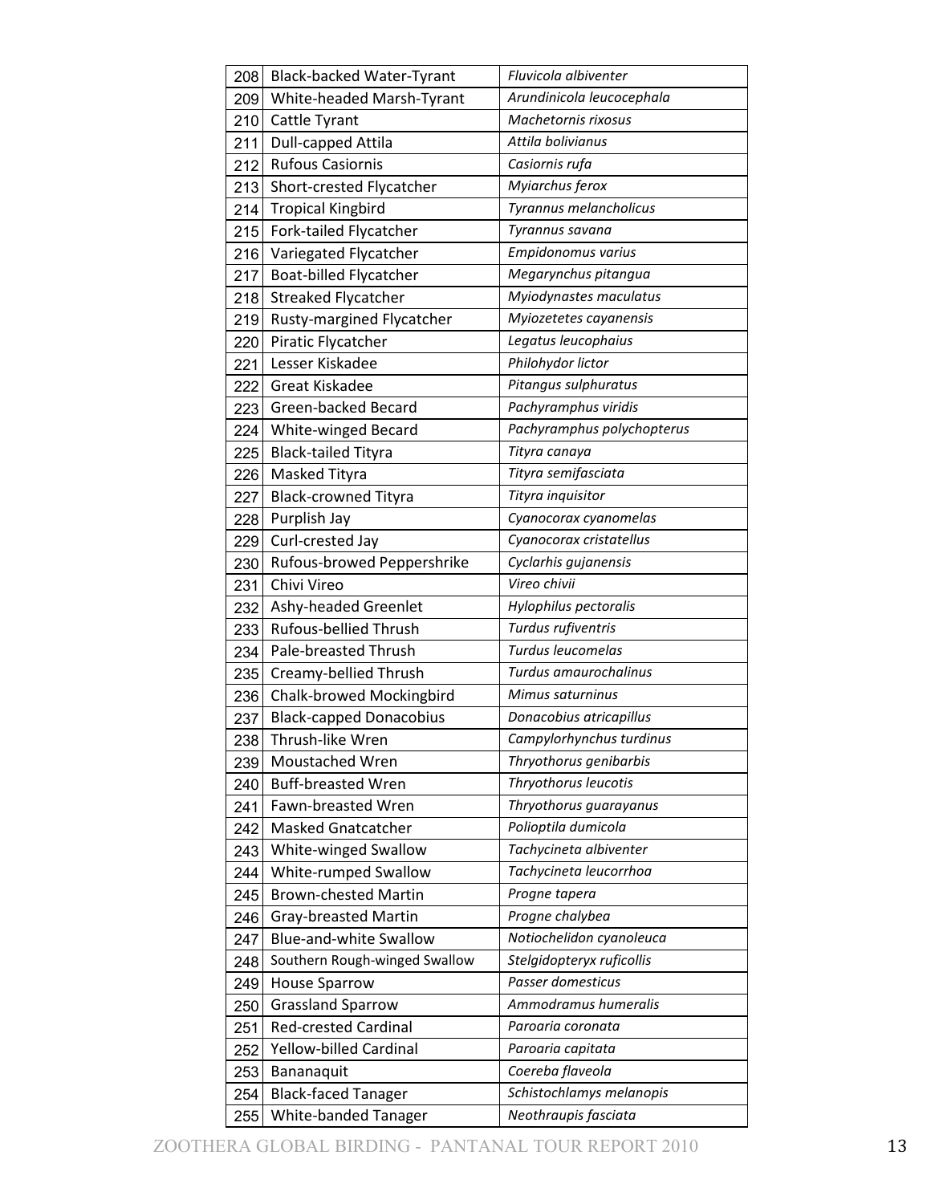| | | |
|---|---|---|
| 208 | Black-backed Water-Tyrant | *Fluvicola albiventer* |
| 209 | White-headed Marsh-Tyrant | *Arundinicola leucocephala* |
| 210 | Cattle Tyrant | *Machetornis rixosus* |
| 211 | Dull-capped Attila | *Attila bolivianus* |
| 212 | Rufous Casiornis | *Casiornis rufa* |
| 213 | Short-crested Flycatcher | *Myiarchus ferox* |
| 214 | Tropical Kingbird | *Tyrannus melancholicus* |
| 215 | Fork-tailed Flycatcher | *Tyrannus savana* |
| 216 | Variegated Flycatcher | *Empidonomus varius* |
| 217 | Boat-billed Flycatcher | *Megarynchus pitangua* |
| 218 | Streaked Flycatcher | *Myiodynastes maculatus* |
| 219 | Rusty-margined Flycatcher | *Myiozetetes cayanensis* |
| 220 | Piratic Flycatcher | *Legatus leucophaius* |
| 221 | Lesser Kiskadee | *Philohydor lictor* |
| 222 | Great Kiskadee | *Pitangus sulphuratus* |
| 223 | Green-backed Becard | *Pachyramphus viridis* |
| 224 | White-winged Becard | *Pachyramphus polychopterus* |
| 225 | Black-tailed Tityra | *Tityra canaya* |
| 226 | Masked Tityra | *Tityra semifasciata* |
| 227 | Black-crowned Tityra | *Tityra inquisitor* |
| 228 | Purplish Jay | *Cyanocorax cyanomelas* |
| 229 | Curl-crested Jay | *Cyanocorax cristatellus* |
| 230 | Rufous-browed Peppershrike | *Cyclarhis gujanensis* |
| 231 | Chivi Vireo | *Vireo chivii* |
| 232 | Ashy-headed Greenlet | *Hylophilus pectoralis* |
| 233 | Rufous-bellied Thrush | *Turdus rufiventris* |
| 234 | Pale-breasted Thrush | *Turdus leucomelas* |
| 235 | Creamy-bellied Thrush | *Turdus amaurochalinus* |
| 236 | Chalk-browed Mockingbird | *Mimus saturninus* |
| 237 | Black-capped Donacobius | *Donacobius atricapillus* |
| 238 | Thrush-like Wren | *Campylorhynchus turdinus* |
| 239 | Moustached Wren | *Thryothorus genibarbis* |
| 240 | Buff-breasted Wren | *Thryothorus leucotis* |
| 241 | Fawn-breasted Wren | *Thryothorus guarayanus* |
| 242 | Masked Gnatcatcher | *Polioptila dumicola* |
| 243 | White-winged Swallow | *Tachycineta albiventer* |
| 244 | White-rumped Swallow | *Tachycineta leucorrhoa* |
| 245 | Brown-chested Martin | *Progne tapera* |
| 246 | Gray-breasted Martin | *Progne chalybea* |
| 247 | Blue-and-white Swallow | *Notiochelidon cyanoleuca* |
| 248 | Southern Rough-winged Swallow | *Stelgidopteryx ruficollis* |
| 249 | House Sparrow | *Passer domesticus* |
| 250 | Grassland Sparrow | *Ammodramus humeralis* |
| 251 | Red-crested Cardinal | *Paroaria coronata* |
| 252 | Yellow-billed Cardinal | *Paroaria capitata* |
| 253 | Bananaquit | *Coereba flaveola* |
| 254 | Black-faced Tanager | *Schistochlamys melanopis* |
| 255 | White-banded Tanager | *Neothraupis fasciata* |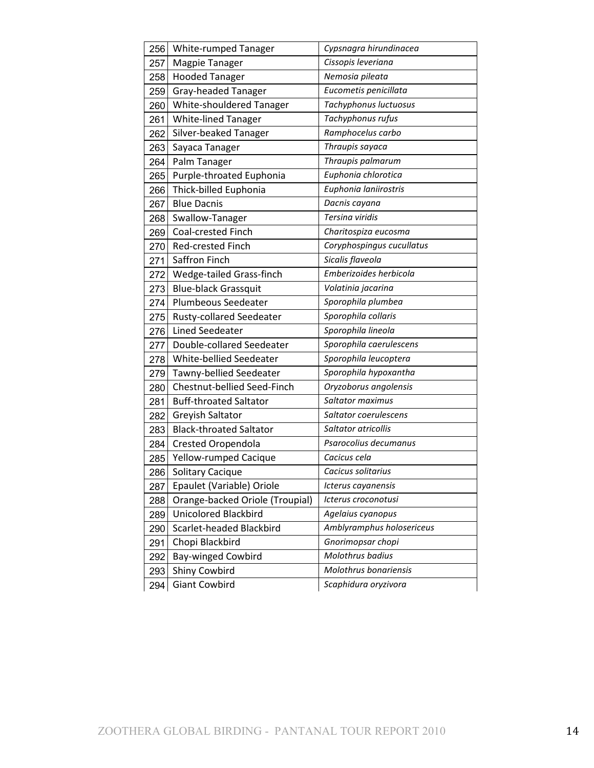| | | |
|---|---|---|
| 256 | White-rumped Tanager | *Cypsnagra hirundinacea* |
| 257 | Magpie Tanager | *Cissopis leveriana* |
| 258 | Hooded Tanager | *Nemosia pileata* |
| 259 | Gray-headed Tanager | *Eucometis penicillata* |
| 260 | White-shouldered Tanager | *Tachyphonus luctuosus* |
| 261 | White-lined Tanager | *Tachyphonus rufus* |
| 262 | Silver-beaked Tanager | *Ramphocelus carbo* |
| 263 | Sayaca Tanager | *Thraupis sayaca* |
| 264 | Palm Tanager | *Thraupis palmarum* |
| 265 | Purple-throated Euphonia | *Euphonia chlorotica* |
| 266 | Thick-billed Euphonia | *Euphonia laniirostris* |
| 267 | Blue Dacnis | *Dacnis cayana* |
| 268 | Swallow-Tanager | *Tersina viridis* |
| 269 | Coal-crested Finch | *Charitospiza eucosma* |
| 270 | Red-crested Finch | *Coryphospingus cucullatus* |
| 271 | Saffron Finch | *Sicalis flaveola* |
| 272 | Wedge-tailed Grass-finch | *Emberizoides herbicola* |
| 273 | Blue-black Grassquit | *Volatinia jacarina* |
| 274 | Plumbeous Seedeater | *Sporophila plumbea* |
| 275 | Rusty-collared Seedeater | *Sporophila collaris* |
| 276 | Lined Seedeater | *Sporophila lineola* |
| 277 | Double-collared Seedeater | *Sporophila caerulescens* |
| 278 | White-bellied Seedeater | *Sporophila leucoptera* |
| 279 | Tawny-bellied Seedeater | *Sporophila hypoxantha* |
| 280 | Chestnut-bellied Seed-Finch | *Oryzoborus angolensis* |
| 281 | Buff-throated Saltator | *Saltator maximus* |
| 282 | Greyish Saltator | *Saltator coerulescens* |
| 283 | Black-throated Saltator | *Saltator atricollis* |
| 284 | Crested Oropendola | *Psarocolius decumanus* |
| 285 | Yellow-rumped Cacique | *Cacicus cela* |
| 286 | Solitary Cacique | *Cacicus solitarius* |
| 287 | Epaulet (Variable) Oriole | *Icterus cayanensis* |
| 288 | Orange-backed Oriole (Troupial) | *Icterus croconotusi* |
| 289 | Unicolored Blackbird | *Agelaius cyanopus* |
| 290 | Scarlet-headed Blackbird | *Amblyramphus holosericeus* |
| 291 | Chopi Blackbird | *Gnorimopsar chopi* |
| 292 | Bay-winged Cowbird | *Molothrus badius* |
| 293 | Shiny Cowbird | *Molothrus bonariensis* |
| 294 | Giant Cowbird | *Scaphidura oryzivora* |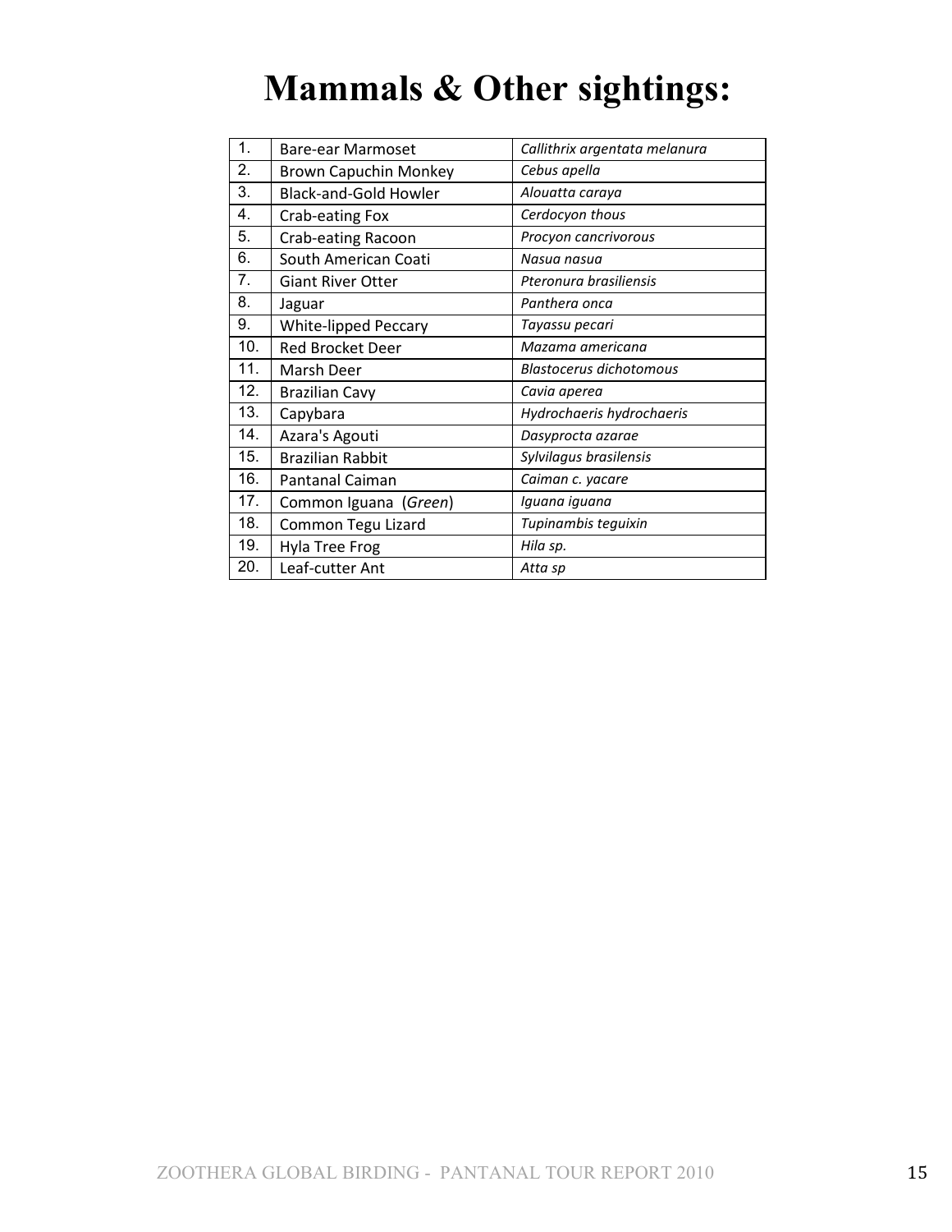# Mammals & Other sightings:

| | | |
|---|---|---|
| 1. | Bare-ear Marmoset | *Callithrix argentata melanura* |
| 2. | Brown Capuchin Monkey | *Cebus apella* |
| 3. | Black-and-Gold Howler | *Alouatta caraya* |
| 4. | Crab-eating Fox | *Cerdocyon thous* |
| 5. | Crab-eating Racoon | *Procyon cancrivorous* |
| 6. | South American Coati | *Nasua nasua* |
| 7. | Giant River Otter | *Pteronura brasiliensis* |
| 8. | Jaguar | *Panthera onca* |
| 9. | White-lipped Peccary | *Tayassu pecari* |
| 10. | Red Brocket Deer | *Mazama americana* |
| 11. | Marsh Deer | *Blastocerus dichotomous* |
| 12. | Brazilian Cavy | *Cavia aperea* |
| 13. | Capybara | *Hydrochaeris hydrochaeris* |
| 14. | Azara's Agouti | *Dasyprocta azarae* |
| 15. | Brazilian Rabbit | *Sylvilagus brasilensis* |
| 16. | Pantanal Caiman | *Caiman c. yacare* |
| 17. | Common Iguana (*Green*) | *Iguana iguana* |
| 18. | Common Tegu Lizard | *Tupinambis teguixin* |
| 19. | Hyla Tree Frog | *Hila sp.* |
| 20. | Leaf-cutter Ant | *Atta sp* |